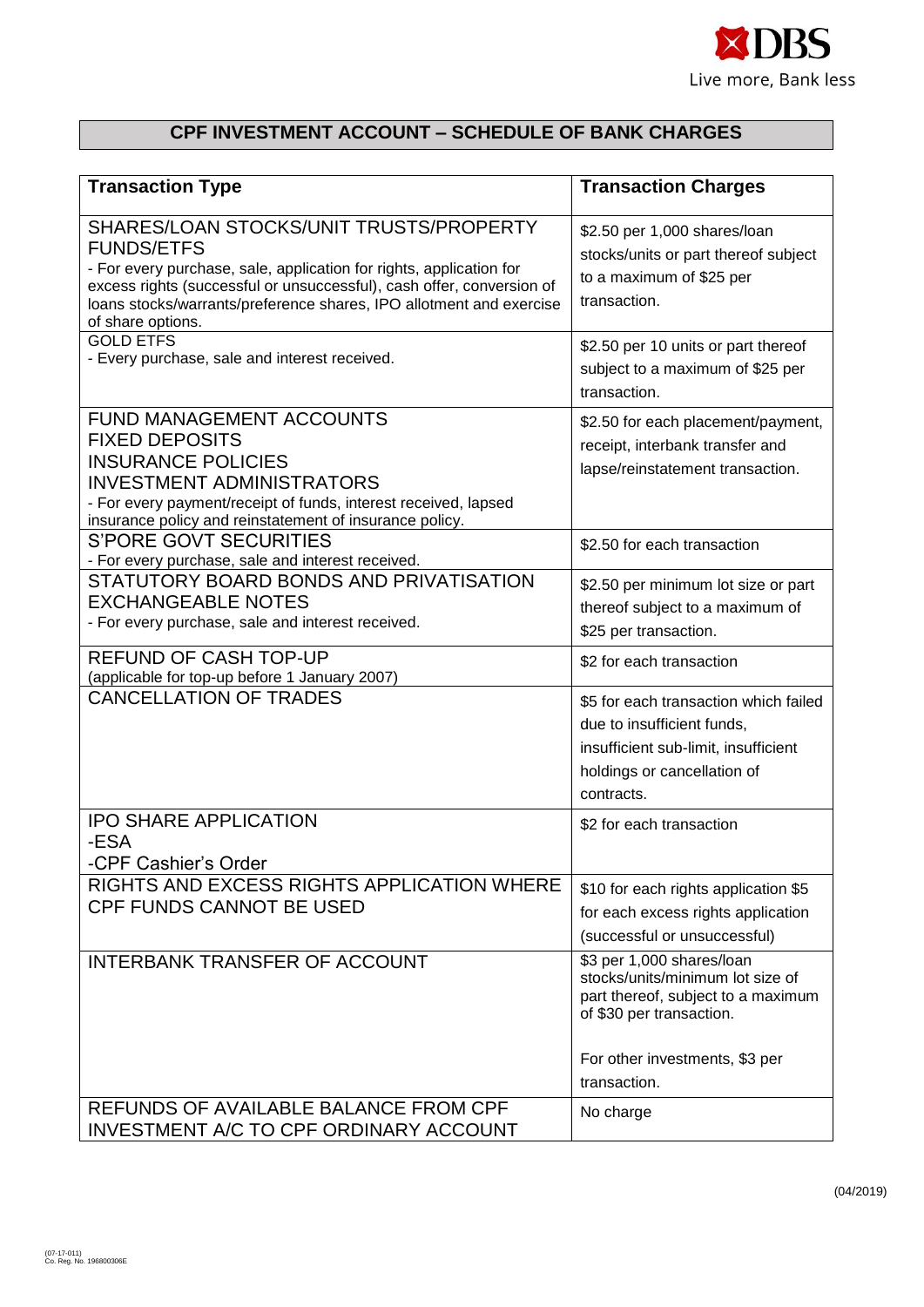DBS
Live more, Bank less

# CPF INVESTMENT ACCOUNT – SCHEDULE OF BANK CHARGES

| Transaction Type | Transaction Charges |
|---|---|
| SHARES/LOAN STOCKS/UNIT TRUSTS/PROPERTY FUNDS/ETFS<br>- For every purchase, sale, application for rights, application for excess rights (successful or unsuccessful), cash offer, conversion of loans stocks/warrants/preference shares, IPO allotment and exercise of share options. | $2.50 per 1,000 shares/loan stocks/units or part thereof subject to a maximum of $25 per transaction. |
| GOLD ETFS<br>- Every purchase, sale and interest received. | $2.50 per 10 units or part thereof subject to a maximum of $25 per transaction. |
| FUND MANAGEMENT ACCOUNTS<br>FIXED DEPOSITS<br>INSURANCE POLICIES<br>INVESTMENT ADMINISTRATORS<br>- For every payment/receipt of funds, interest received, lapsed insurance policy and reinstatement of insurance policy. | $2.50 for each placement/payment, receipt, interbank transfer and lapse/reinstatement transaction. |
| S'PORE GOVT SECURITIES<br>- For every purchase, sale and interest received. | $2.50 for each transaction |
| STATUTORY BOARD BONDS AND PRIVATISATION EXCHANGEABLE NOTES<br>- For every purchase, sale and interest received. | $2.50 per minimum lot size or part thereof subject to a maximum of $25 per transaction. |
| REFUND OF CASH TOP-UP<br>(applicable for top-up before 1 January 2007) | $2 for each transaction |
| CANCELLATION OF TRADES | $5 for each transaction which failed due to insufficient funds, insufficient sub-limit, insufficient holdings or cancellation of contracts. |
| IPO SHARE APPLICATION<br>-ESA<br>-CPF Cashier's Order | $2 for each transaction |
| RIGHTS AND EXCESS RIGHTS APPLICATION WHERE CPF FUNDS CANNOT BE USED | $10 for each rights application $5 for each excess rights application (successful or unsuccessful) |
| INTERBANK TRANSFER OF ACCOUNT | $3 per 1,000 shares/loan stocks/units/minimum lot size of part thereof, subject to a maximum of $30 per transaction.<br><br>For other investments, $3 per transaction. |
| REFUNDS OF AVAILABLE BALANCE FROM CPF INVESTMENT A/C TO CPF ORDINARY ACCOUNT | No charge |

(04/2019)

(07-17-011)
Co. Reg. No. 196800306E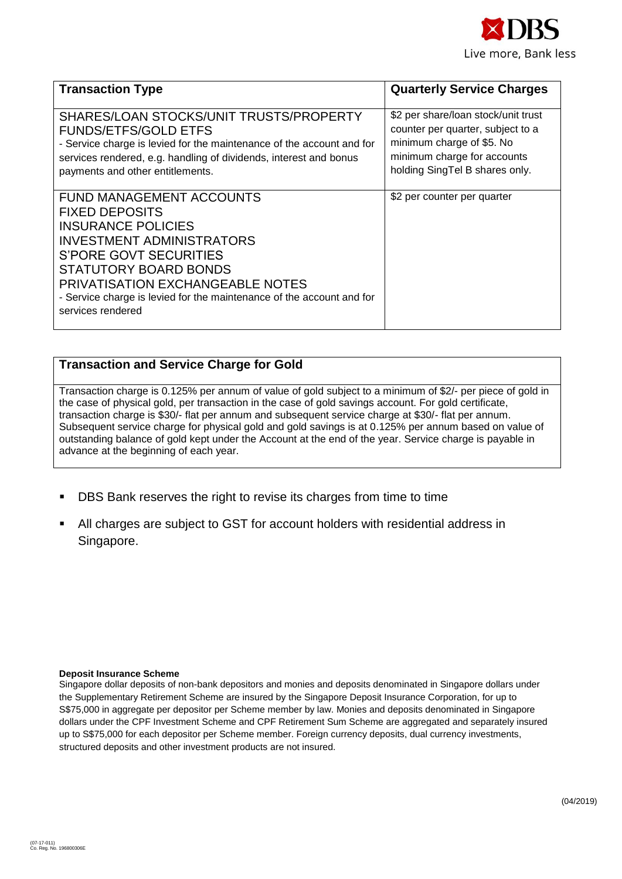| Transaction Type | Quarterly Service Charges |
|---|---|
| SHARES/LOAN STOCKS/UNIT TRUSTS/PROPERTY FUNDS/ETFS/GOLD ETFS<br>- Service charge is levied for the maintenance of the account and for services rendered, e.g. handling of dividends, interest and bonus payments and other entitlements. | \$2 per share/loan stock/unit trust counter per quarter, subject to a minimum charge of \$5. No minimum charge for accounts holding SingTel B shares only. |
| FUND MANAGEMENT ACCOUNTS<br>FIXED DEPOSITS<br>INSURANCE POLICIES<br>INVESTMENT ADMINISTRATORS<br>S'PORE GOVT SECURITIES<br>STATUTORY BOARD BONDS<br>PRIVATISATION EXCHANGEABLE NOTES<br>- Service charge is levied for the maintenance of the account and for services rendered | \$2 per counter per quarter |

| Transaction and Service Charge for Gold |
|---|
| Transaction charge is 0.125% per annum of value of gold subject to a minimum of \$2/- per piece of gold in the case of physical gold, per transaction in the case of gold savings account. For gold certificate, transaction charge is \$30/- flat per annum and subsequent service charge at \$30/- flat per annum. Subsequent service charge for physical gold and gold savings is at 0.125% per annum based on value of outstanding balance of gold kept under the Account at the end of the year. Service charge is payable in advance at the beginning of each year. |

- DBS Bank reserves the right to revise its charges from time to time
- All charges are subject to GST for account holders with residential address in Singapore.

**Deposit Insurance Scheme**

Singapore dollar deposits of non-bank depositors and monies and deposits denominated in Singapore dollars under the Supplementary Retirement Scheme are insured by the Singapore Deposit Insurance Corporation, for up to S\$75,000 in aggregate per depositor per Scheme member by law. Monies and deposits denominated in Singapore dollars under the CPF Investment Scheme and CPF Retirement Sum Scheme are aggregated and separately insured up to S\$75,000 for each depositor per Scheme member. Foreign currency deposits, dual currency investments, structured deposits and other investment products are not insured.

(04/2019)

(07-17-011)
Co. Reg. No. 196800306E